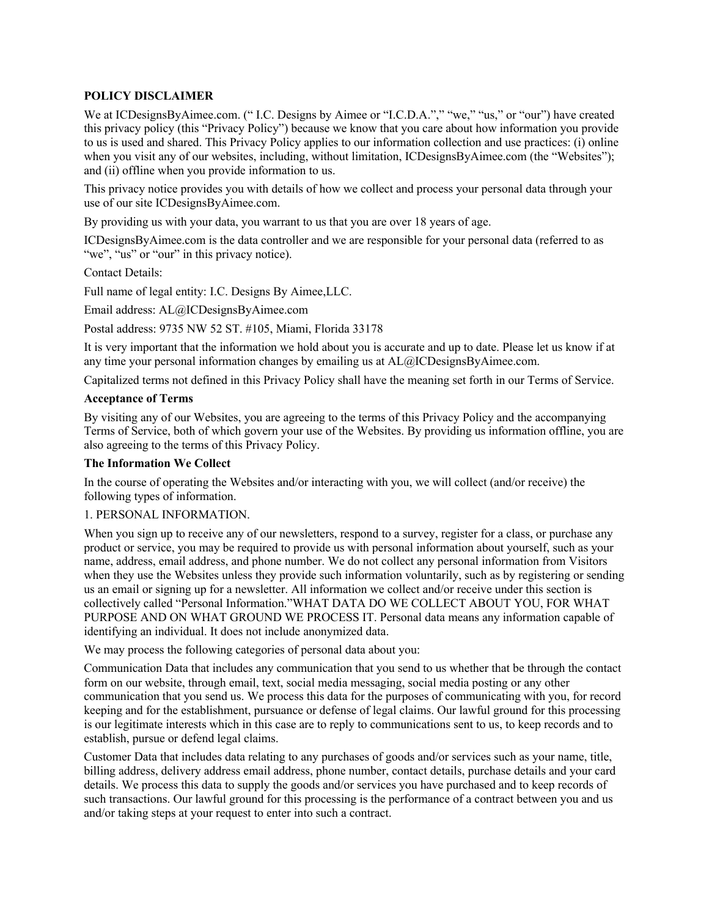**POLICY DISCLAIMER**

We at ICDesignsByAimee.com. (" I.C. Designs by Aimee or "I.C.D.A."," "we," "us," or "our") have created this privacy policy (this "Privacy Policy") because we know that you care about how information you provide to us is used and shared. This Privacy Policy applies to our information collection and use practices: (i) online when you visit any of our websites, including, without limitation, ICDesignsByAimee.com (the "Websites"); and (ii) offline when you provide information to us.

This privacy notice provides you with details of how we collect and process your personal data through your use of our site ICDesignsByAimee.com.

By providing us with your data, you warrant to us that you are over 18 years of age.

ICDesignsByAimee.com is the data controller and we are responsible for your personal data (referred to as "we", "us" or "our" in this privacy notice).

Contact Details:

Full name of legal entity: I.C. Designs By Aimee,LLC.

Email address: AL@ICDesignsByAimee.com

Postal address: 9735 NW 52 ST. #105, Miami, Florida 33178

It is very important that the information we hold about you is accurate and up to date. Please let us know if at any time your personal information changes by emailing us at AL@ICDesignsByAimee.com.

Capitalized terms not defined in this Privacy Policy shall have the meaning set forth in our Terms of Service.

**Acceptance of Terms**

By visiting any of our Websites, you are agreeing to the terms of this Privacy Policy and the accompanying Terms of Service, both of which govern your use of the Websites. By providing us information offline, you are also agreeing to the terms of this Privacy Policy.

**The Information We Collect**

In the course of operating the Websites and/or interacting with you, we will collect (and/or receive) the following types of information.

1. PERSONAL INFORMATION.

When you sign up to receive any of our newsletters, respond to a survey, register for a class, or purchase any product or service, you may be required to provide us with personal information about yourself, such as your name, address, email address, and phone number. We do not collect any personal information from Visitors when they use the Websites unless they provide such information voluntarily, such as by registering or sending us an email or signing up for a newsletter. All information we collect and/or receive under this section is collectively called "Personal Information."WHAT DATA DO WE COLLECT ABOUT YOU, FOR WHAT PURPOSE AND ON WHAT GROUND WE PROCESS IT. Personal data means any information capable of identifying an individual. It does not include anonymized data.

We may process the following categories of personal data about you:

Communication Data that includes any communication that you send to us whether that be through the contact form on our website, through email, text, social media messaging, social media posting or any other communication that you send us. We process this data for the purposes of communicating with you, for record keeping and for the establishment, pursuance or defense of legal claims. Our lawful ground for this processing is our legitimate interests which in this case are to reply to communications sent to us, to keep records and to establish, pursue or defend legal claims.

Customer Data that includes data relating to any purchases of goods and/or services such as your name, title, billing address, delivery address email address, phone number, contact details, purchase details and your card details. We process this data to supply the goods and/or services you have purchased and to keep records of such transactions. Our lawful ground for this processing is the performance of a contract between you and us and/or taking steps at your request to enter into such a contract.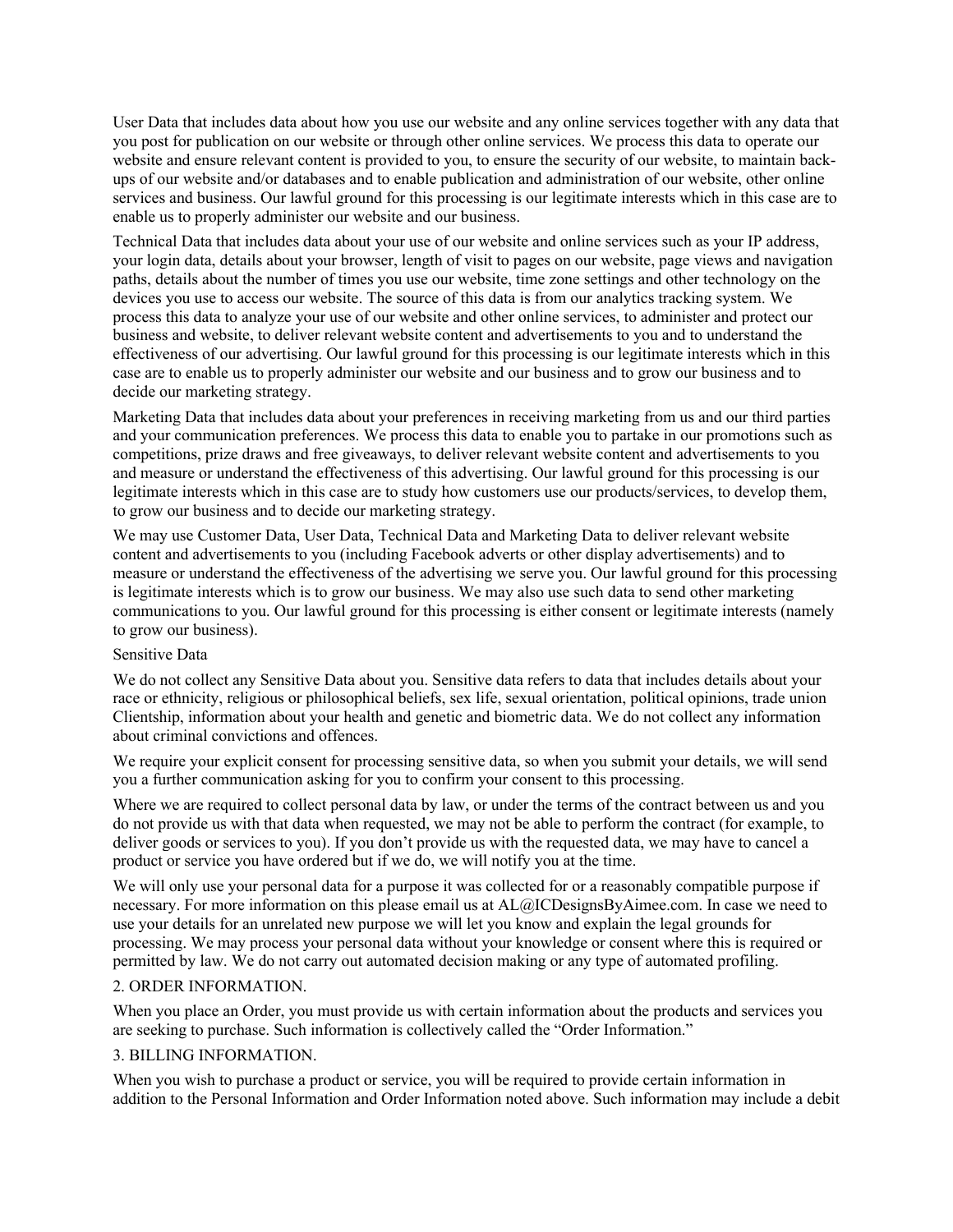User Data that includes data about how you use our website and any online services together with any data that you post for publication on our website or through other online services. We process this data to operate our website and ensure relevant content is provided to you, to ensure the security of our website, to maintain back-ups of our website and/or databases and to enable publication and administration of our website, other online services and business. Our lawful ground for this processing is our legitimate interests which in this case are to enable us to properly administer our website and our business.

Technical Data that includes data about your use of our website and online services such as your IP address, your login data, details about your browser, length of visit to pages on our website, page views and navigation paths, details about the number of times you use our website, time zone settings and other technology on the devices you use to access our website. The source of this data is from our analytics tracking system. We process this data to analyze your use of our website and other online services, to administer and protect our business and website, to deliver relevant website content and advertisements to you and to understand the effectiveness of our advertising. Our lawful ground for this processing is our legitimate interests which in this case are to enable us to properly administer our website and our business and to grow our business and to decide our marketing strategy.

Marketing Data that includes data about your preferences in receiving marketing from us and our third parties and your communication preferences. We process this data to enable you to partake in our promotions such as competitions, prize draws and free giveaways, to deliver relevant website content and advertisements to you and measure or understand the effectiveness of this advertising. Our lawful ground for this processing is our legitimate interests which in this case are to study how customers use our products/services, to develop them, to grow our business and to decide our marketing strategy.

We may use Customer Data, User Data, Technical Data and Marketing Data to deliver relevant website content and advertisements to you (including Facebook adverts or other display advertisements) and to measure or understand the effectiveness of the advertising we serve you. Our lawful ground for this processing is legitimate interests which is to grow our business. We may also use such data to send other marketing communications to you. Our lawful ground for this processing is either consent or legitimate interests (namely to grow our business).

Sensitive Data

We do not collect any Sensitive Data about you. Sensitive data refers to data that includes details about your race or ethnicity, religious or philosophical beliefs, sex life, sexual orientation, political opinions, trade union Clientship, information about your health and genetic and biometric data. We do not collect any information about criminal convictions and offences.

We require your explicit consent for processing sensitive data, so when you submit your details, we will send you a further communication asking for you to confirm your consent to this processing.

Where we are required to collect personal data by law, or under the terms of the contract between us and you do not provide us with that data when requested, we may not be able to perform the contract (for example, to deliver goods or services to you). If you don't provide us with the requested data, we may have to cancel a product or service you have ordered but if we do, we will notify you at the time.

We will only use your personal data for a purpose it was collected for or a reasonably compatible purpose if necessary. For more information on this please email us at AL@ICDesignsByAimee.com. In case we need to use your details for an unrelated new purpose we will let you know and explain the legal grounds for processing. We may process your personal data without your knowledge or consent where this is required or permitted by law. We do not carry out automated decision making or any type of automated profiling.

2. ORDER INFORMATION.

When you place an Order, you must provide us with certain information about the products and services you are seeking to purchase. Such information is collectively called the "Order Information."

3. BILLING INFORMATION.

When you wish to purchase a product or service, you will be required to provide certain information in addition to the Personal Information and Order Information noted above. Such information may include a debit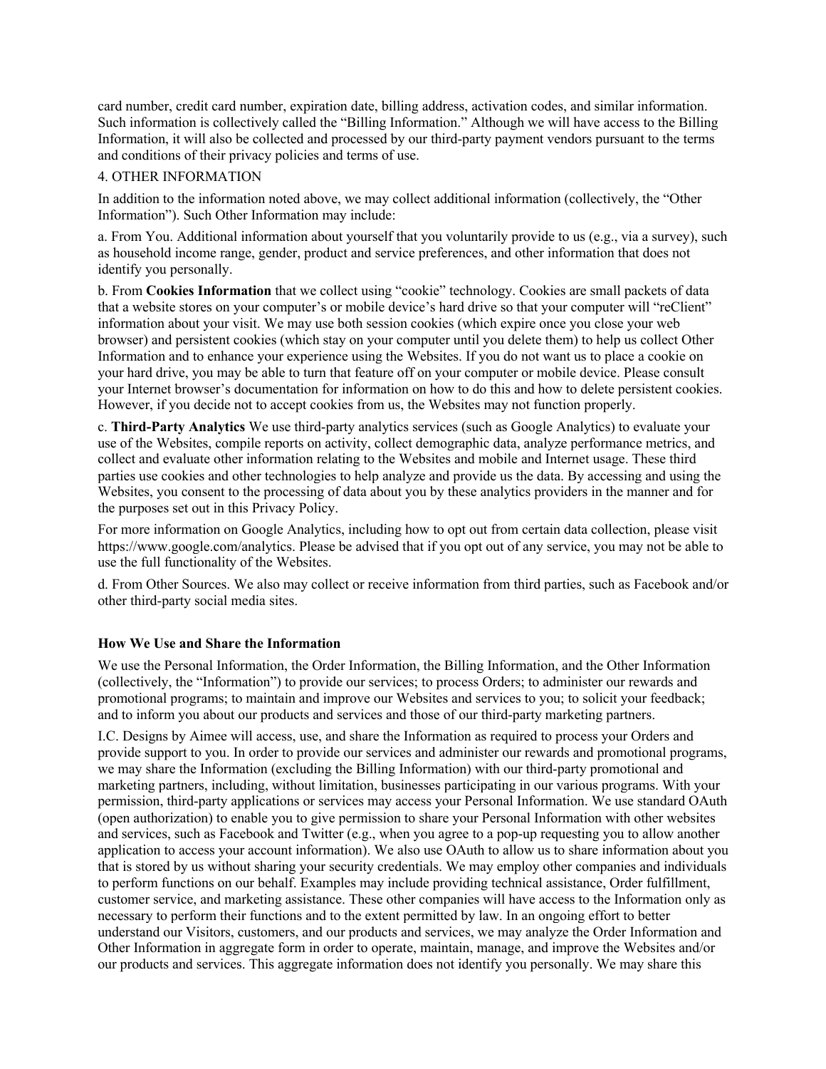card number, credit card number, expiration date, billing address, activation codes, and similar information. Such information is collectively called the "Billing Information." Although we will have access to the Billing Information, it will also be collected and processed by our third-party payment vendors pursuant to the terms and conditions of their privacy policies and terms of use.

4. OTHER INFORMATION

In addition to the information noted above, we may collect additional information (collectively, the "Other Information"). Such Other Information may include:

a. From You. Additional information about yourself that you voluntarily provide to us (e.g., via a survey), such as household income range, gender, product and service preferences, and other information that does not identify you personally.

b. From **Cookies Information** that we collect using "cookie" technology. Cookies are small packets of data that a website stores on your computer's or mobile device's hard drive so that your computer will "reClient" information about your visit. We may use both session cookies (which expire once you close your web browser) and persistent cookies (which stay on your computer until you delete them) to help us collect Other Information and to enhance your experience using the Websites. If you do not want us to place a cookie on your hard drive, you may be able to turn that feature off on your computer or mobile device. Please consult your Internet browser's documentation for information on how to do this and how to delete persistent cookies. However, if you decide not to accept cookies from us, the Websites may not function properly.

c. **Third-Party Analytics** We use third-party analytics services (such as Google Analytics) to evaluate your use of the Websites, compile reports on activity, collect demographic data, analyze performance metrics, and collect and evaluate other information relating to the Websites and mobile and Internet usage. These third parties use cookies and other technologies to help analyze and provide us the data. By accessing and using the Websites, you consent to the processing of data about you by these analytics providers in the manner and for the purposes set out in this Privacy Policy.

For more information on Google Analytics, including how to opt out from certain data collection, please visit https://www.google.com/analytics. Please be advised that if you opt out of any service, you may not be able to use the full functionality of the Websites.

d. From Other Sources. We also may collect or receive information from third parties, such as Facebook and/or other third-party social media sites.

**How We Use and Share the Information**

We use the Personal Information, the Order Information, the Billing Information, and the Other Information (collectively, the "Information") to provide our services; to process Orders; to administer our rewards and promotional programs; to maintain and improve our Websites and services to you; to solicit your feedback; and to inform you about our products and services and those of our third-party marketing partners.

I.C. Designs by Aimee will access, use, and share the Information as required to process your Orders and provide support to you. In order to provide our services and administer our rewards and promotional programs, we may share the Information (excluding the Billing Information) with our third-party promotional and marketing partners, including, without limitation, businesses participating in our various programs. With your permission, third-party applications or services may access your Personal Information. We use standard OAuth (open authorization) to enable you to give permission to share your Personal Information with other websites and services, such as Facebook and Twitter (e.g., when you agree to a pop-up requesting you to allow another application to access your account information). We also use OAuth to allow us to share information about you that is stored by us without sharing your security credentials. We may employ other companies and individuals to perform functions on our behalf. Examples may include providing technical assistance, Order fulfillment, customer service, and marketing assistance. These other companies will have access to the Information only as necessary to perform their functions and to the extent permitted by law. In an ongoing effort to better understand our Visitors, customers, and our products and services, we may analyze the Order Information and Other Information in aggregate form in order to operate, maintain, manage, and improve the Websites and/or our products and services. This aggregate information does not identify you personally. We may share this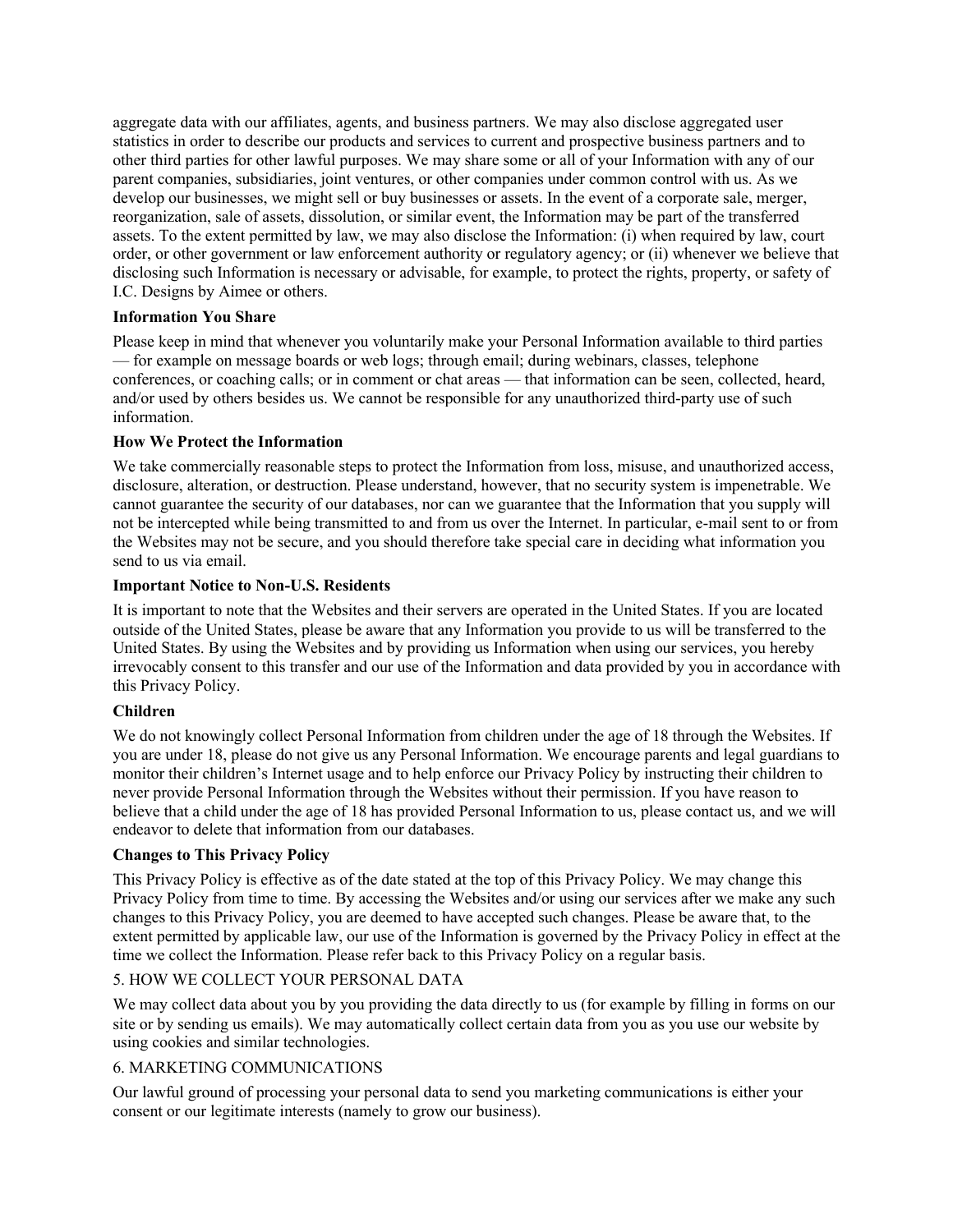aggregate data with our affiliates, agents, and business partners. We may also disclose aggregated user statistics in order to describe our products and services to current and prospective business partners and to other third parties for other lawful purposes. We may share some or all of your Information with any of our parent companies, subsidiaries, joint ventures, or other companies under common control with us. As we develop our businesses, we might sell or buy businesses or assets. In the event of a corporate sale, merger, reorganization, sale of assets, dissolution, or similar event, the Information may be part of the transferred assets. To the extent permitted by law, we may also disclose the Information: (i) when required by law, court order, or other government or law enforcement authority or regulatory agency; or (ii) whenever we believe that disclosing such Information is necessary or advisable, for example, to protect the rights, property, or safety of I.C. Designs by Aimee or others.

**Information You Share**

Please keep in mind that whenever you voluntarily make your Personal Information available to third parties — for example on message boards or web logs; through email; during webinars, classes, telephone conferences, or coaching calls; or in comment or chat areas — that information can be seen, collected, heard, and/or used by others besides us. We cannot be responsible for any unauthorized third-party use of such information.

**How We Protect the Information**

We take commercially reasonable steps to protect the Information from loss, misuse, and unauthorized access, disclosure, alteration, or destruction. Please understand, however, that no security system is impenetrable. We cannot guarantee the security of our databases, nor can we guarantee that the Information that you supply will not be intercepted while being transmitted to and from us over the Internet. In particular, e-mail sent to or from the Websites may not be secure, and you should therefore take special care in deciding what information you send to us via email.

**Important Notice to Non-U.S. Residents**

It is important to note that the Websites and their servers are operated in the United States. If you are located outside of the United States, please be aware that any Information you provide to us will be transferred to the United States. By using the Websites and by providing us Information when using our services, you hereby irrevocably consent to this transfer and our use of the Information and data provided by you in accordance with this Privacy Policy.

**Children**

We do not knowingly collect Personal Information from children under the age of 18 through the Websites. If you are under 18, please do not give us any Personal Information. We encourage parents and legal guardians to monitor their children's Internet usage and to help enforce our Privacy Policy by instructing their children to never provide Personal Information through the Websites without their permission. If you have reason to believe that a child under the age of 18 has provided Personal Information to us, please contact us, and we will endeavor to delete that information from our databases.

**Changes to This Privacy Policy**

This Privacy Policy is effective as of the date stated at the top of this Privacy Policy. We may change this Privacy Policy from time to time. By accessing the Websites and/or using our services after we make any such changes to this Privacy Policy, you are deemed to have accepted such changes. Please be aware that, to the extent permitted by applicable law, our use of the Information is governed by the Privacy Policy in effect at the time we collect the Information. Please refer back to this Privacy Policy on a regular basis.

5. HOW WE COLLECT YOUR PERSONAL DATA

We may collect data about you by you providing the data directly to us (for example by filling in forms on our site or by sending us emails). We may automatically collect certain data from you as you use our website by using cookies and similar technologies.

6. MARKETING COMMUNICATIONS

Our lawful ground of processing your personal data to send you marketing communications is either your consent or our legitimate interests (namely to grow our business).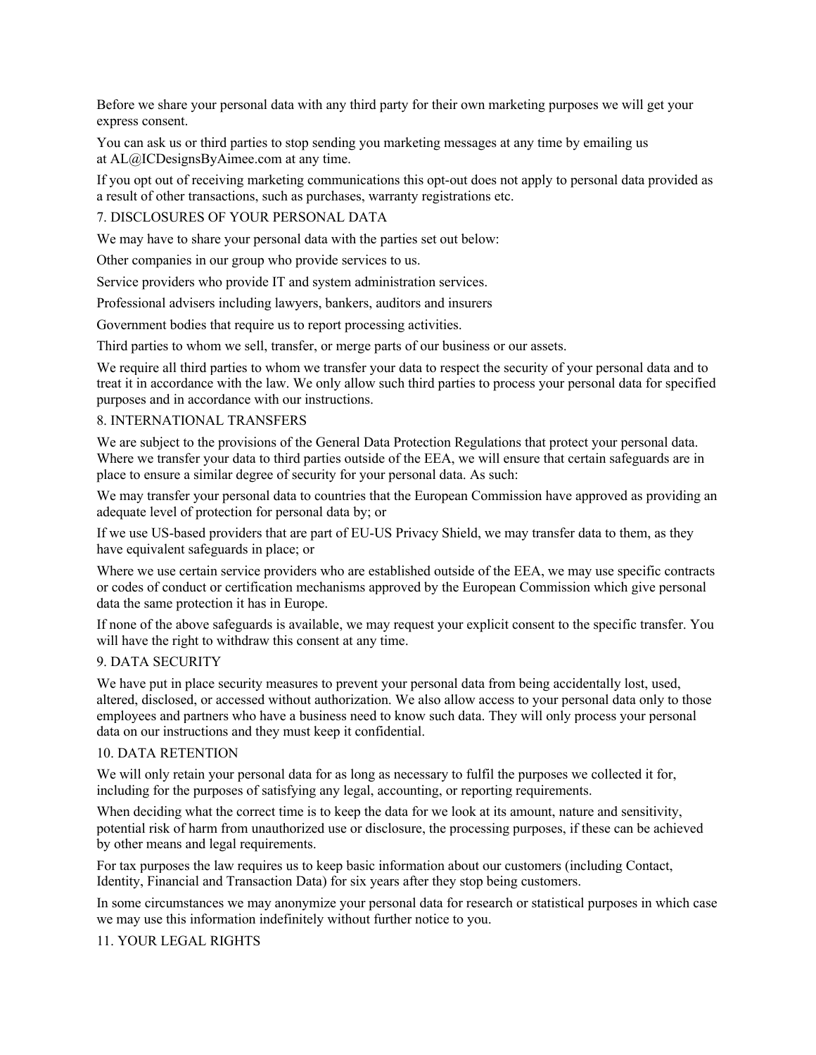Before we share your personal data with any third party for their own marketing purposes we will get your express consent.

You can ask us or third parties to stop sending you marketing messages at any time by emailing us at AL@ICDesignsByAimee.com at any time.

If you opt out of receiving marketing communications this opt-out does not apply to personal data provided as a result of other transactions, such as purchases, warranty registrations etc.

## 7. DISCLOSURES OF YOUR PERSONAL DATA

We may have to share your personal data with the parties set out below:

Other companies in our group who provide services to us.

Service providers who provide IT and system administration services.

Professional advisers including lawyers, bankers, auditors and insurers

Government bodies that require us to report processing activities.

Third parties to whom we sell, transfer, or merge parts of our business or our assets.

We require all third parties to whom we transfer your data to respect the security of your personal data and to treat it in accordance with the law. We only allow such third parties to process your personal data for specified purposes and in accordance with our instructions.

## 8. INTERNATIONAL TRANSFERS

We are subject to the provisions of the General Data Protection Regulations that protect your personal data. Where we transfer your data to third parties outside of the EEA, we will ensure that certain safeguards are in place to ensure a similar degree of security for your personal data. As such:

We may transfer your personal data to countries that the European Commission have approved as providing an adequate level of protection for personal data by; or

If we use US-based providers that are part of EU-US Privacy Shield, we may transfer data to them, as they have equivalent safeguards in place; or

Where we use certain service providers who are established outside of the EEA, we may use specific contracts or codes of conduct or certification mechanisms approved by the European Commission which give personal data the same protection it has in Europe.

If none of the above safeguards is available, we may request your explicit consent to the specific transfer. You will have the right to withdraw this consent at any time.

## 9. DATA SECURITY

We have put in place security measures to prevent your personal data from being accidentally lost, used, altered, disclosed, or accessed without authorization. We also allow access to your personal data only to those employees and partners who have a business need to know such data. They will only process your personal data on our instructions and they must keep it confidential.

## 10. DATA RETENTION

We will only retain your personal data for as long as necessary to fulfil the purposes we collected it for, including for the purposes of satisfying any legal, accounting, or reporting requirements.

When deciding what the correct time is to keep the data for we look at its amount, nature and sensitivity, potential risk of harm from unauthorized use or disclosure, the processing purposes, if these can be achieved by other means and legal requirements.

For tax purposes the law requires us to keep basic information about our customers (including Contact, Identity, Financial and Transaction Data) for six years after they stop being customers.

In some circumstances we may anonymize your personal data for research or statistical purposes in which case we may use this information indefinitely without further notice to you.

## 11. YOUR LEGAL RIGHTS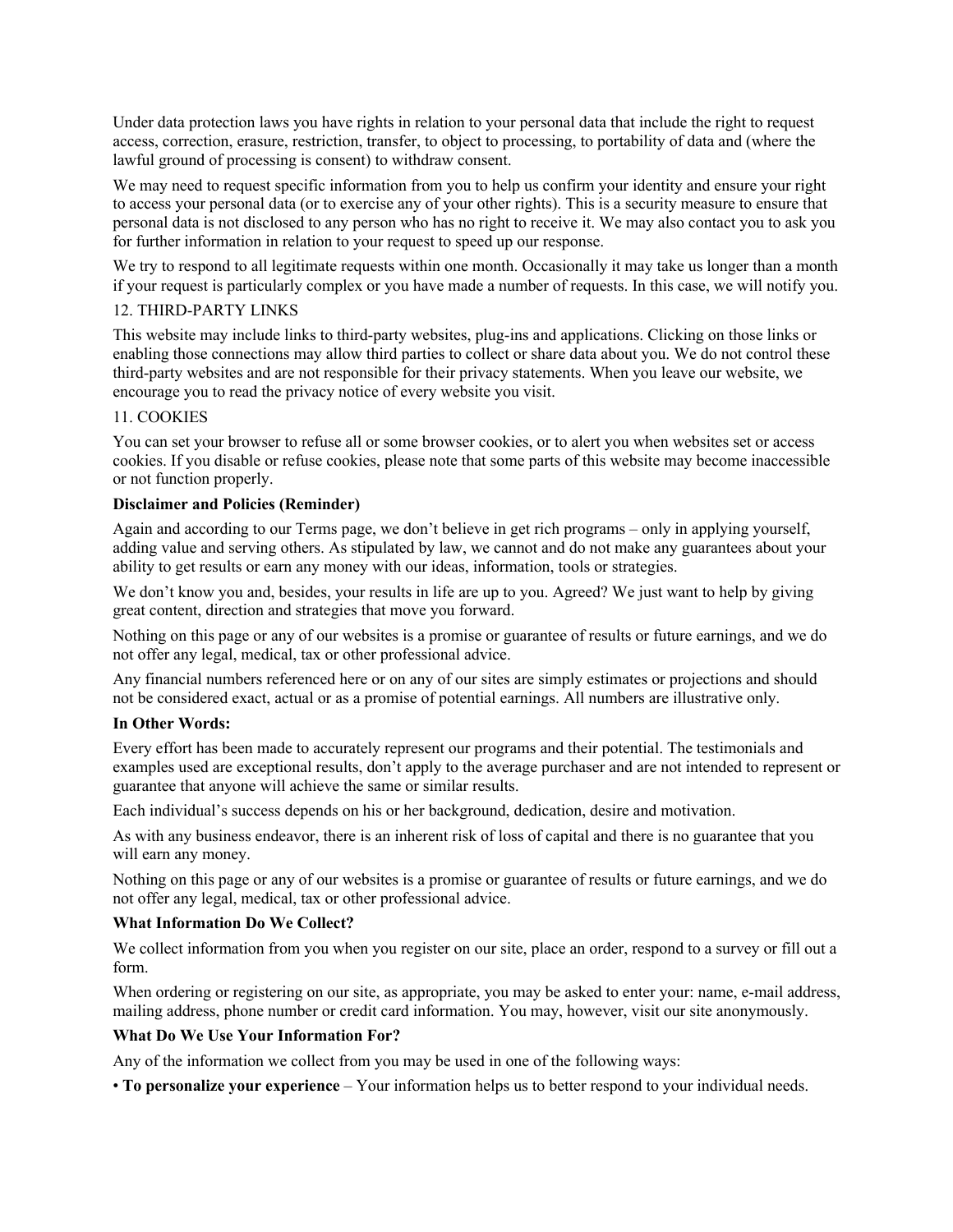Under data protection laws you have rights in relation to your personal data that include the right to request access, correction, erasure, restriction, transfer, to object to processing, to portability of data and (where the lawful ground of processing is consent) to withdraw consent.

We may need to request specific information from you to help us confirm your identity and ensure your right to access your personal data (or to exercise any of your other rights). This is a security measure to ensure that personal data is not disclosed to any person who has no right to receive it. We may also contact you to ask you for further information in relation to your request to speed up our response.

We try to respond to all legitimate requests within one month. Occasionally it may take us longer than a month if your request is particularly complex or you have made a number of requests. In this case, we will notify you.

12. THIRD-PARTY LINKS

This website may include links to third-party websites, plug-ins and applications. Clicking on those links or enabling those connections may allow third parties to collect or share data about you. We do not control these third-party websites and are not responsible for their privacy statements. When you leave our website, we encourage you to read the privacy notice of every website you visit.

11. COOKIES

You can set your browser to refuse all or some browser cookies, or to alert you when websites set or access cookies. If you disable or refuse cookies, please note that some parts of this website may become inaccessible or not function properly.

**Disclaimer and Policies (Reminder)**

Again and according to our Terms page, we don't believe in get rich programs – only in applying yourself, adding value and serving others. As stipulated by law, we cannot and do not make any guarantees about your ability to get results or earn any money with our ideas, information, tools or strategies.

We don't know you and, besides, your results in life are up to you. Agreed? We just want to help by giving great content, direction and strategies that move you forward.

Nothing on this page or any of our websites is a promise or guarantee of results or future earnings, and we do not offer any legal, medical, tax or other professional advice.

Any financial numbers referenced here or on any of our sites are simply estimates or projections and should not be considered exact, actual or as a promise of potential earnings. All numbers are illustrative only.

**In Other Words:**

Every effort has been made to accurately represent our programs and their potential. The testimonials and examples used are exceptional results, don't apply to the average purchaser and are not intended to represent or guarantee that anyone will achieve the same or similar results.

Each individual's success depends on his or her background, dedication, desire and motivation.

As with any business endeavor, there is an inherent risk of loss of capital and there is no guarantee that you will earn any money.

Nothing on this page or any of our websites is a promise or guarantee of results or future earnings, and we do not offer any legal, medical, tax or other professional advice.

**What Information Do We Collect?**

We collect information from you when you register on our site, place an order, respond to a survey or fill out a form.

When ordering or registering on our site, as appropriate, you may be asked to enter your: name, e-mail address, mailing address, phone number or credit card information. You may, however, visit our site anonymously.

**What Do We Use Your Information For?**

Any of the information we collect from you may be used in one of the following ways:

• **To personalize your experience** – Your information helps us to better respond to your individual needs.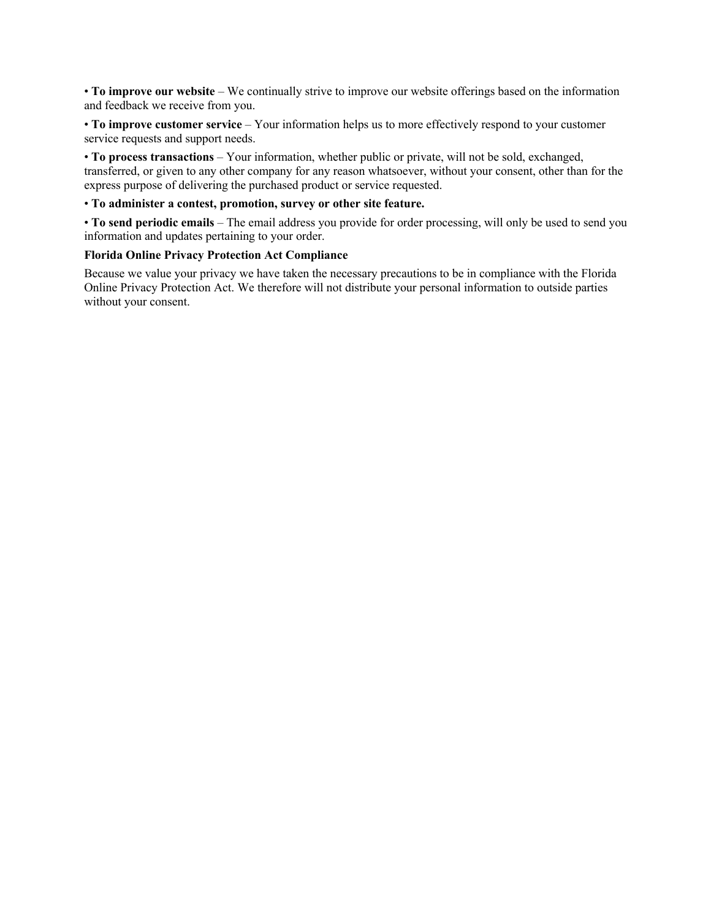- **To improve our website** – We continually strive to improve our website offerings based on the information and feedback we receive from you.
- **To improve customer service** – Your information helps us to more effectively respond to your customer service requests and support needs.
- **To process transactions** – Your information, whether public or private, will not be sold, exchanged, transferred, or given to any other company for any reason whatsoever, without your consent, other than for the express purpose of delivering the purchased product or service requested.
- **To administer a contest, promotion, survey or other site feature.**
- **To send periodic emails** – The email address you provide for order processing, will only be used to send you information and updates pertaining to your order.

**Florida Online Privacy Protection Act Compliance**

Because we value your privacy we have taken the necessary precautions to be in compliance with the Florida Online Privacy Protection Act. We therefore will not distribute your personal information to outside parties without your consent.